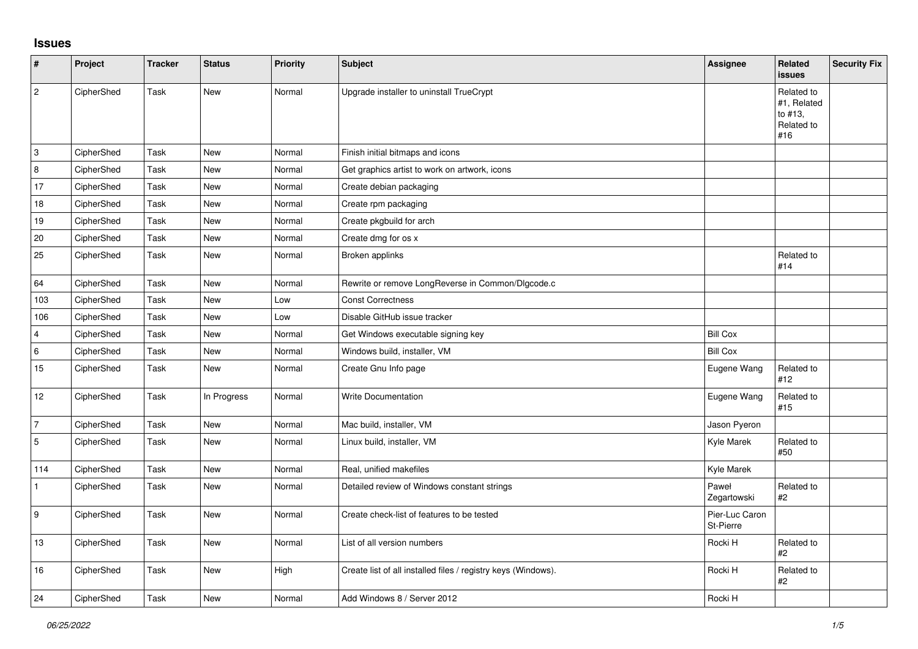## Issues

| # | Project | Tracker | Status | Priority | Subject | Assignee | Related issues | Security Fix |
|---|---|---|---|---|---|---|---|---|
| 2 | CipherShed | Task | New | Normal | Upgrade installer to uninstall TrueCrypt | | Related to #1, Related to #13, Related to #16 | |
| 3 | CipherShed | Task | New | Normal | Finish initial bitmaps and icons | | | |
| 8 | CipherShed | Task | New | Normal | Get graphics artist to work on artwork, icons | | | |
| 17 | CipherShed | Task | New | Normal | Create debian packaging | | | |
| 18 | CipherShed | Task | New | Normal | Create rpm packaging | | | |
| 19 | CipherShed | Task | New | Normal | Create pkgbuild for arch | | | |
| 20 | CipherShed | Task | New | Normal | Create dmg for os x | | | |
| 25 | CipherShed | Task | New | Normal | Broken applinks | | Related to #14 | |
| 64 | CipherShed | Task | New | Normal | Rewrite or remove LongReverse in Common/Dlgcode.c | | | |
| 103 | CipherShed | Task | New | Low | Const Correctness | | | |
| 106 | CipherShed | Task | New | Low | Disable GitHub issue tracker | | | |
| 4 | CipherShed | Task | New | Normal | Get Windows executable signing key | Bill Cox | | |
| 6 | CipherShed | Task | New | Normal | Windows build, installer, VM | Bill Cox | | |
| 15 | CipherShed | Task | New | Normal | Create Gnu Info page | Eugene Wang | Related to #12 | |
| 12 | CipherShed | Task | In Progress | Normal | Write Documentation | Eugene Wang | Related to #15 | |
| 7 | CipherShed | Task | New | Normal | Mac build, installer, VM | Jason Pyeron | | |
| 5 | CipherShed | Task | New | Normal | Linux build, installer, VM | Kyle Marek | Related to #50 | |
| 114 | CipherShed | Task | New | Normal | Real, unified makefiles | Kyle Marek | | |
| 1 | CipherShed | Task | New | Normal | Detailed review of Windows constant strings | Paweł Zegartowski | Related to #2 | |
| 9 | CipherShed | Task | New | Normal | Create check-list of features to be tested | Pier-Luc Caron St-Pierre | | |
| 13 | CipherShed | Task | New | Normal | List of all version numbers | Rocki H | Related to #2 | |
| 16 | CipherShed | Task | New | High | Create list of all installed files / registry keys (Windows). | Rocki H | Related to #2 | |
| 24 | CipherShed | Task | New | Normal | Add Windows 8 / Server 2012 | Rocki H | | |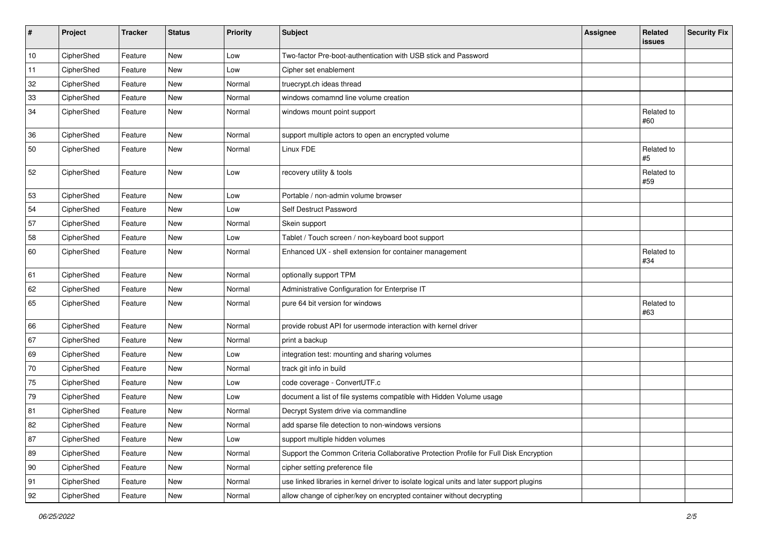| # | Project | Tracker | Status | Priority | Subject | Assignee | Related issues | Security Fix |
|---|---|---|---|---|---|---|---|---|
| 10 | CipherShed | Feature | New | Low | Two-factor Pre-boot-authentication with USB stick and Password | | | |
| 11 | CipherShed | Feature | New | Low | Cipher set enablement | | | |
| 32 | CipherShed | Feature | New | Normal | truecrypt.ch ideas thread | | | |
| 33 | CipherShed | Feature | New | Normal | windows comamnd line volume creation | | | |
| 34 | CipherShed | Feature | New | Normal | windows mount point support | | Related to #60 | |
| 36 | CipherShed | Feature | New | Normal | support multiple actors to open an encrypted volume | | | |
| 50 | CipherShed | Feature | New | Normal | Linux FDE | | Related to #5 | |
| 52 | CipherShed | Feature | New | Low | recovery utility & tools | | Related to #59 | |
| 53 | CipherShed | Feature | New | Low | Portable / non-admin volume browser | | | |
| 54 | CipherShed | Feature | New | Low | Self Destruct Password | | | |
| 57 | CipherShed | Feature | New | Normal | Skein support | | | |
| 58 | CipherShed | Feature | New | Low | Tablet / Touch screen / non-keyboard boot support | | | |
| 60 | CipherShed | Feature | New | Normal | Enhanced UX - shell extension for container management | | Related to #34 | |
| 61 | CipherShed | Feature | New | Normal | optionally support TPM | | | |
| 62 | CipherShed | Feature | New | Normal | Administrative Configuration for Enterprise IT | | | |
| 65 | CipherShed | Feature | New | Normal | pure 64 bit version for windows | | Related to #63 | |
| 66 | CipherShed | Feature | New | Normal | provide robust API for usermode interaction with kernel driver | | | |
| 67 | CipherShed | Feature | New | Normal | print a backup | | | |
| 69 | CipherShed | Feature | New | Low | integration test: mounting and sharing volumes | | | |
| 70 | CipherShed | Feature | New | Normal | track git info in build | | | |
| 75 | CipherShed | Feature | New | Low | code coverage - ConvertUTF.c | | | |
| 79 | CipherShed | Feature | New | Low | document a list of file systems compatible with Hidden Volume usage | | | |
| 81 | CipherShed | Feature | New | Normal | Decrypt System drive via commandline | | | |
| 82 | CipherShed | Feature | New | Normal | add sparse file detection to non-windows versions | | | |
| 87 | CipherShed | Feature | New | Low | support multiple hidden volumes | | | |
| 89 | CipherShed | Feature | New | Normal | Support the Common Criteria Collaborative Protection Profile for Full Disk Encryption | | | |
| 90 | CipherShed | Feature | New | Normal | cipher setting preference file | | | |
| 91 | CipherShed | Feature | New | Normal | use linked libraries in kernel driver to isolate logical units and later support plugins | | | |
| 92 | CipherShed | Feature | New | Normal | allow change of cipher/key on encrypted container without decrypting | | | |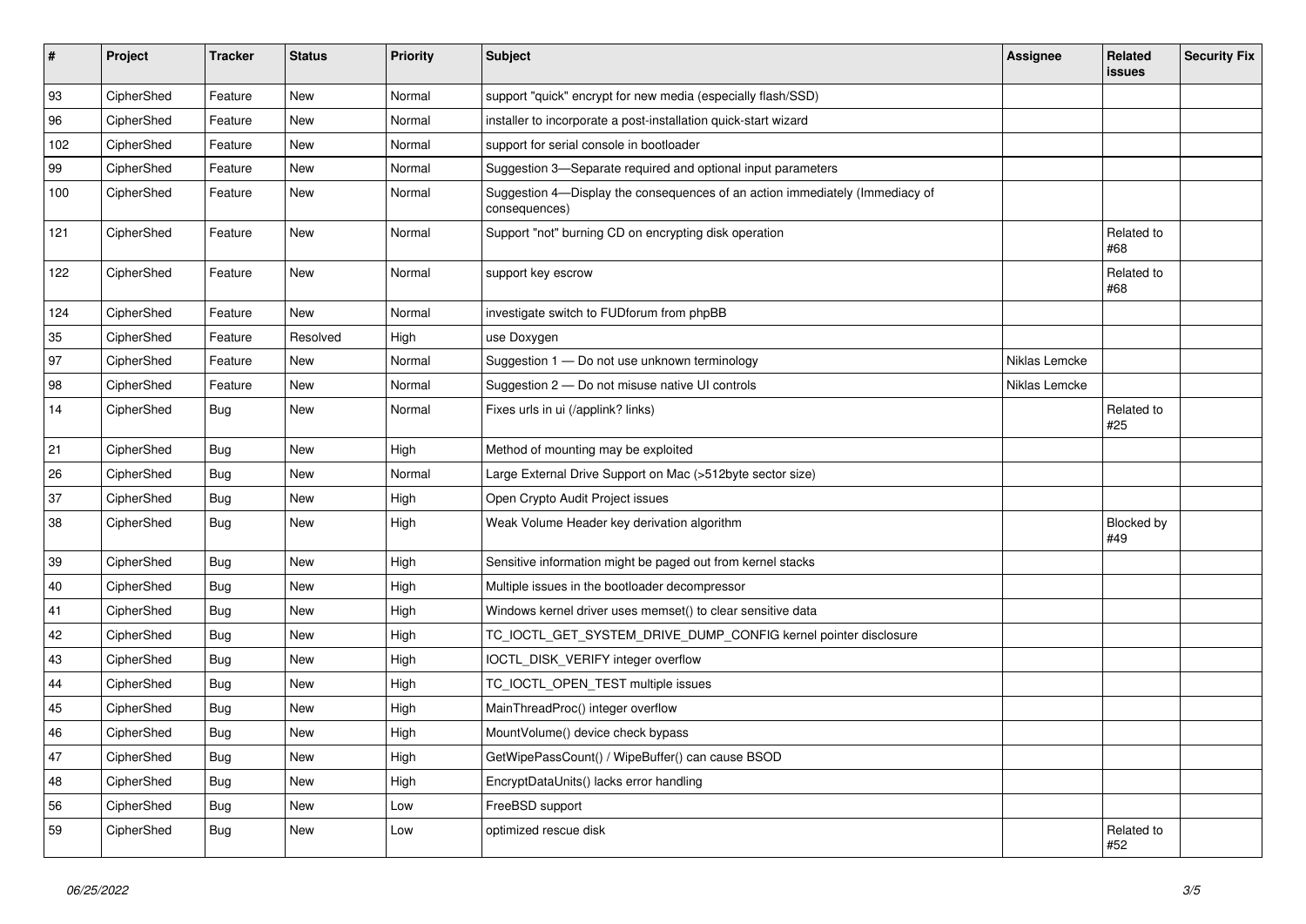| # | Project | Tracker | Status | Priority | Subject | Assignee | Related issues | Security Fix |
|---|---|---|---|---|---|---|---|---|
| 93 | CipherShed | Feature | New | Normal | support "quick" encrypt for new media (especially flash/SSD) | | | |
| 96 | CipherShed | Feature | New | Normal | installer to incorporate a post-installation quick-start wizard | | | |
| 102 | CipherShed | Feature | New | Normal | support for serial console in bootloader | | | |
| 99 | CipherShed | Feature | New | Normal | Suggestion 3—Separate required and optional input parameters | | | |
| 100 | CipherShed | Feature | New | Normal | Suggestion 4—Display the consequences of an action immediately (Immediacy of consequences) | | | |
| 121 | CipherShed | Feature | New | Normal | Support "not" burning CD on encrypting disk operation | | Related to #68 | |
| 122 | CipherShed | Feature | New | Normal | support key escrow | | Related to #68 | |
| 124 | CipherShed | Feature | New | Normal | investigate switch to FUDforum from phpBB | | | |
| 35 | CipherShed | Feature | Resolved | High | use Doxygen | | | |
| 97 | CipherShed | Feature | New | Normal | Suggestion 1 — Do not use unknown terminology | Niklas Lemcke | | |
| 98 | CipherShed | Feature | New | Normal | Suggestion 2 — Do not misuse native UI controls | Niklas Lemcke | | |
| 14 | CipherShed | Bug | New | Normal | Fixes urls in ui (/applink? links) | | Related to #25 | |
| 21 | CipherShed | Bug | New | High | Method of mounting may be exploited | | | |
| 26 | CipherShed | Bug | New | Normal | Large External Drive Support on Mac (>512byte sector size) | | | |
| 37 | CipherShed | Bug | New | High | Open Crypto Audit Project issues | | | |
| 38 | CipherShed | Bug | New | High | Weak Volume Header key derivation algorithm | | Blocked by #49 | |
| 39 | CipherShed | Bug | New | High | Sensitive information might be paged out from kernel stacks | | | |
| 40 | CipherShed | Bug | New | High | Multiple issues in the bootloader decompressor | | | |
| 41 | CipherShed | Bug | New | High | Windows kernel driver uses memset() to clear sensitive data | | | |
| 42 | CipherShed | Bug | New | High | TC_IOCTL_GET_SYSTEM_DRIVE_DUMP_CONFIG kernel pointer disclosure | | | |
| 43 | CipherShed | Bug | New | High | IOCTL_DISK_VERIFY integer overflow | | | |
| 44 | CipherShed | Bug | New | High | TC_IOCTL_OPEN_TEST multiple issues | | | |
| 45 | CipherShed | Bug | New | High | MainThreadProc() integer overflow | | | |
| 46 | CipherShed | Bug | New | High | MountVolume() device check bypass | | | |
| 47 | CipherShed | Bug | New | High | GetWipePassCount() / WipeBuffer() can cause BSOD | | | |
| 48 | CipherShed | Bug | New | High | EncryptDataUnits() lacks error handling | | | |
| 56 | CipherShed | Bug | New | Low | FreeBSD support | | | |
| 59 | CipherShed | Bug | New | Low | optimized rescue disk | | Related to #52 | |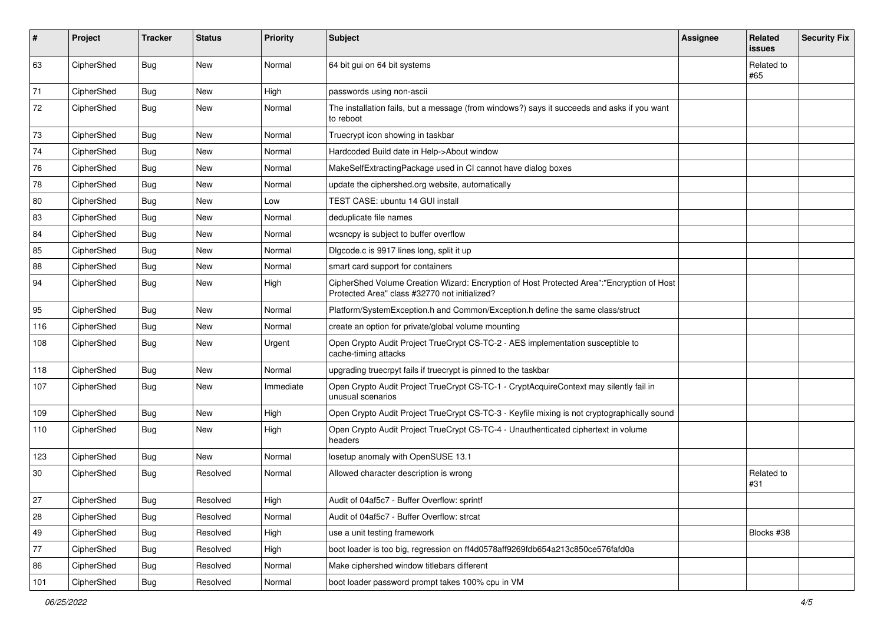| # | Project | Tracker | Status | Priority | Subject | Assignee | Related issues | Security Fix |
|---|---|---|---|---|---|---|---|---|
| 63 | CipherShed | Bug | New | Normal | 64 bit gui on 64 bit systems | | Related to #65 | |
| 71 | CipherShed | Bug | New | High | passwords using non-ascii | | | |
| 72 | CipherShed | Bug | New | Normal | The installation fails, but a message (from windows?) says it succeeds and asks if you want to reboot | | | |
| 73 | CipherShed | Bug | New | Normal | Truecrypt icon showing in taskbar | | | |
| 74 | CipherShed | Bug | New | Normal | Hardcoded Build date in Help->About window | | | |
| 76 | CipherShed | Bug | New | Normal | MakeSelfExtractingPackage used in CI cannot have dialog boxes | | | |
| 78 | CipherShed | Bug | New | Normal | update the ciphershed.org website, automatically | | | |
| 80 | CipherShed | Bug | New | Low | TEST CASE: ubuntu 14 GUI install | | | |
| 83 | CipherShed | Bug | New | Normal | deduplicate file names | | | |
| 84 | CipherShed | Bug | New | Normal | wcsncpy is subject to buffer overflow | | | |
| 85 | CipherShed | Bug | New | Normal | Dlgcode.c is 9917 lines long, split it up | | | |
| 88 | CipherShed | Bug | New | Normal | smart card support for containers | | | |
| 94 | CipherShed | Bug | New | High | CipherShed Volume Creation Wizard: Encryption of Host Protected Area":"Encryption of Host Protected Area" class #32770 not initialized? | | | |
| 95 | CipherShed | Bug | New | Normal | Platform/SystemException.h and Common/Exception.h define the same class/struct | | | |
| 116 | CipherShed | Bug | New | Normal | create an option for private/global volume mounting | | | |
| 108 | CipherShed | Bug | New | Urgent | Open Crypto Audit Project TrueCrypt CS-TC-2 - AES implementation susceptible to cache-timing attacks | | | |
| 118 | CipherShed | Bug | New | Normal | upgrading truecrpyt fails if truecrypt is pinned to the taskbar | | | |
| 107 | CipherShed | Bug | New | Immediate | Open Crypto Audit Project TrueCrypt CS-TC-1 - CryptAcquireContext may silently fail in unusual scenarios | | | |
| 109 | CipherShed | Bug | New | High | Open Crypto Audit Project TrueCrypt CS-TC-3 - Keyfile mixing is not cryptographically sound | | | |
| 110 | CipherShed | Bug | New | High | Open Crypto Audit Project TrueCrypt CS-TC-4 - Unauthenticated ciphertext in volume headers | | | |
| 123 | CipherShed | Bug | New | Normal | losetup anomaly with OpenSUSE 13.1 | | | |
| 30 | CipherShed | Bug | Resolved | Normal | Allowed character description is wrong | | Related to #31 | |
| 27 | CipherShed | Bug | Resolved | High | Audit of 04af5c7 - Buffer Overflow: sprintf | | | |
| 28 | CipherShed | Bug | Resolved | Normal | Audit of 04af5c7 - Buffer Overflow: strcat | | | |
| 49 | CipherShed | Bug | Resolved | High | use a unit testing framework | | Blocks #38 | |
| 77 | CipherShed | Bug | Resolved | High | boot loader is too big, regression on ff4d0578aff9269fdb654a213c850ce576fafd0a | | | |
| 86 | CipherShed | Bug | Resolved | Normal | Make ciphershed window titlebars different | | | |
| 101 | CipherShed | Bug | Resolved | Normal | boot loader password prompt takes 100% cpu in VM | | | |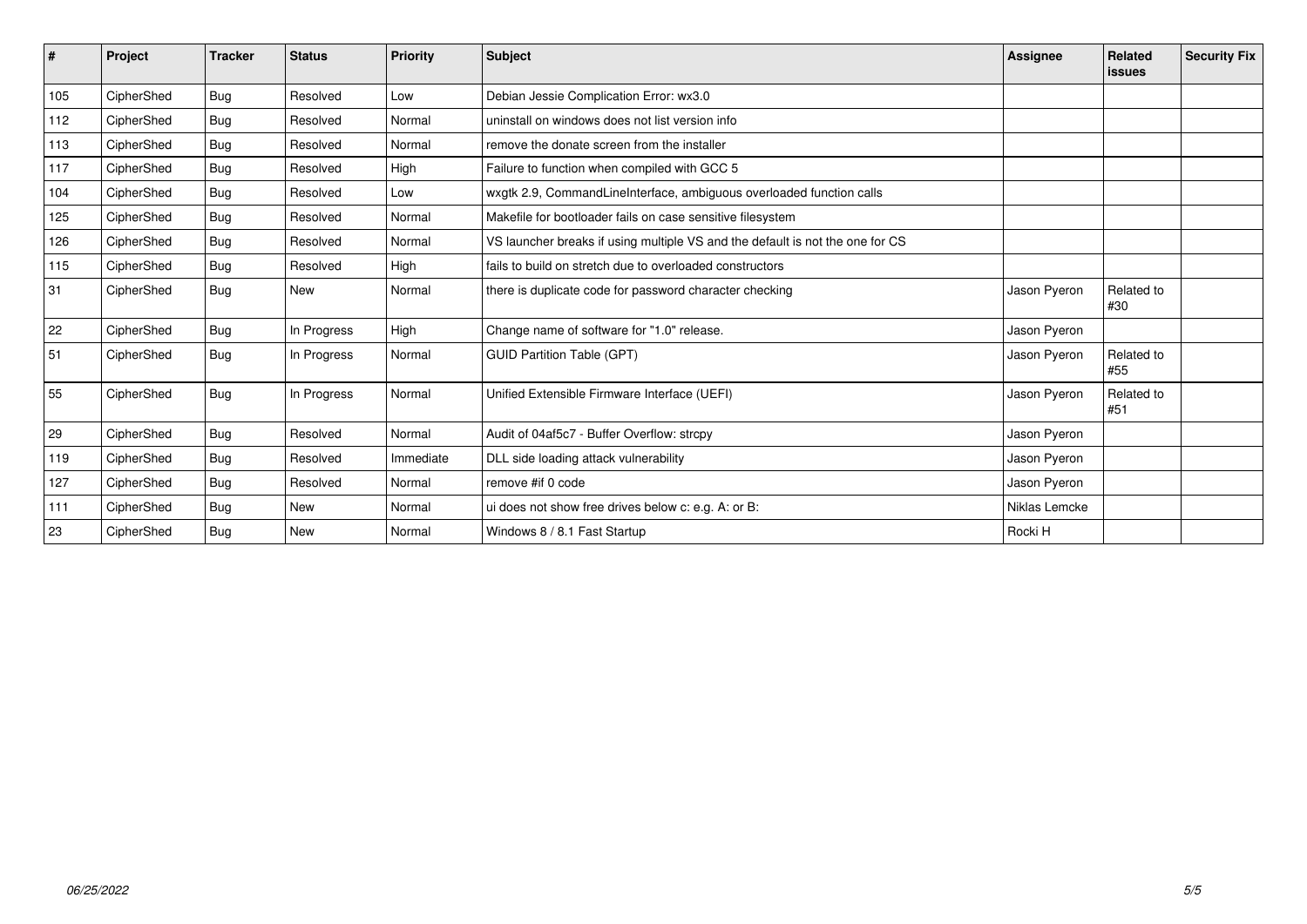| # | Project | Tracker | Status | Priority | Subject | Assignee | Related issues | Security Fix |
|---|---|---|---|---|---|---|---|---|
| 105 | CipherShed | Bug | Resolved | Low | Debian Jessie Complication Error: wx3.0 | | | |
| 112 | CipherShed | Bug | Resolved | Normal | uninstall on windows does not list version info | | | |
| 113 | CipherShed | Bug | Resolved | Normal | remove the donate screen from the installer | | | |
| 117 | CipherShed | Bug | Resolved | High | Failure to function when compiled with GCC 5 | | | |
| 104 | CipherShed | Bug | Resolved | Low | wxgtk 2.9, CommandLineInterface, ambiguous overloaded function calls | | | |
| 125 | CipherShed | Bug | Resolved | Normal | Makefile for bootloader fails on case sensitive filesystem | | | |
| 126 | CipherShed | Bug | Resolved | Normal | VS launcher breaks if using multiple VS and the default is not the one for CS | | | |
| 115 | CipherShed | Bug | Resolved | High | fails to build on stretch due to overloaded constructors | | | |
| 31 | CipherShed | Bug | New | Normal | there is duplicate code for password character checking | Jason Pyeron | Related to #30 | |
| 22 | CipherShed | Bug | In Progress | High | Change name of software for "1.0" release. | Jason Pyeron | | |
| 51 | CipherShed | Bug | In Progress | Normal | GUID Partition Table (GPT) | Jason Pyeron | Related to #55 | |
| 55 | CipherShed | Bug | In Progress | Normal | Unified Extensible Firmware Interface (UEFI) | Jason Pyeron | Related to #51 | |
| 29 | CipherShed | Bug | Resolved | Normal | Audit of 04af5c7 - Buffer Overflow: strcpy | Jason Pyeron | | |
| 119 | CipherShed | Bug | Resolved | Immediate | DLL side loading attack vulnerability | Jason Pyeron | | |
| 127 | CipherShed | Bug | Resolved | Normal | remove #if 0 code | Jason Pyeron | | |
| 111 | CipherShed | Bug | New | Normal | ui does not show free drives below c: e.g. A: or B: | Niklas Lemcke | | |
| 23 | CipherShed | Bug | New | Normal | Windows 8 / 8.1 Fast Startup | Rocki H | | |

*06/25/2022*